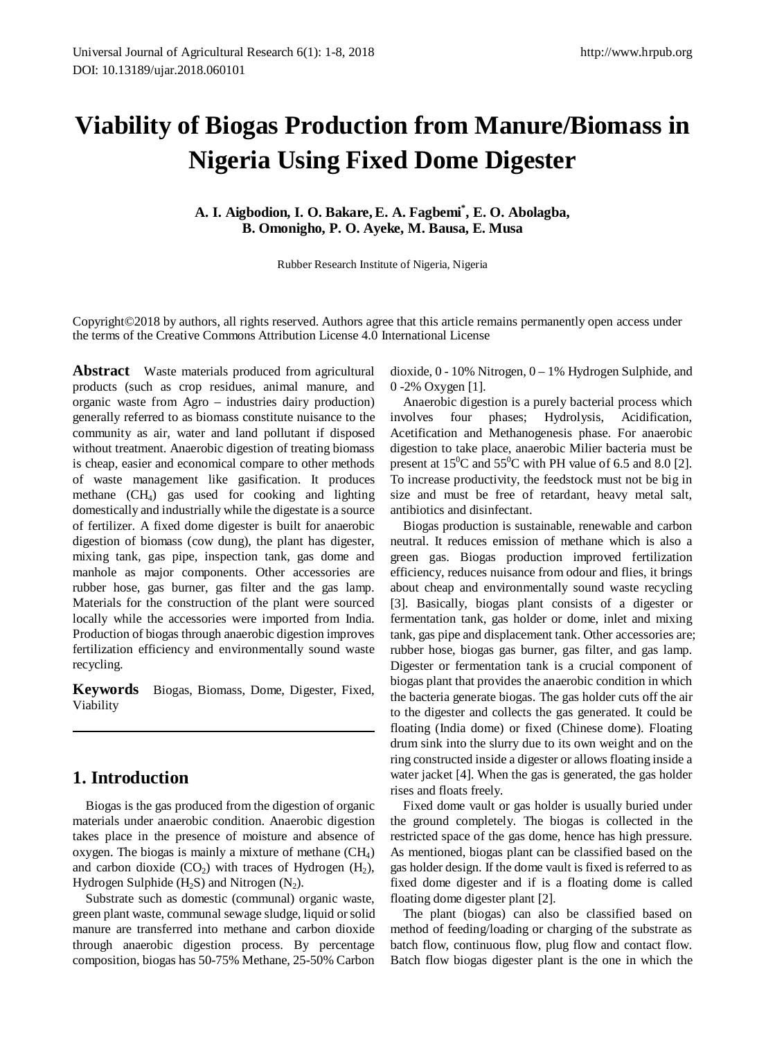# Viability of Biogas Production from Manure/Biomass in Nigeria Using Fixed Dome Digester

**A. I. Aigbodion, I. O. Bakare, E. A. Fagbemi[*], E. O. Abolagba, B. Omonigho, P. O. Ayeke, M. Bausa, E. Musa**

Rubber Research Institute of Nigeria, Nigeria

Copyright©2018 by authors, all rights reserved. Authors agree that this article remains permanently open access under the terms of the Creative Commons Attribution License 4.0 International License

**Abstract** Waste materials produced from agricultural products (such as crop residues, animal manure, and organic waste from Agro – industries dairy production) generally referred to as biomass constitute nuisance to the community as air, water and land pollutant if disposed without treatment. Anaerobic digestion of treating biomass is cheap, easier and economical compare to other methods of waste management like gasification. It produces methane ($CH_4$) gas used for cooking and lighting domestically and industrially while the digestate is a source of fertilizer. A fixed dome digester is built for anaerobic digestion of biomass (cow dung), the plant has digester, mixing tank, gas pipe, inspection tank, gas dome and manhole as major components. Other accessories are rubber hose, gas burner, gas filter and the gas lamp. Materials for the construction of the plant were sourced locally while the accessories were imported from India. Production of biogas through anaerobic digestion improves fertilization efficiency and environmentally sound waste recycling.

**Keywords** Biogas, Biomass, Dome, Digester, Fixed, Viability

## 1. Introduction

Biogas is the gas produced from the digestion of organic materials under anaerobic condition. Anaerobic digestion takes place in the presence of moisture and absence of oxygen. The biogas is mainly a mixture of methane ($CH_4$) and carbon dioxide ($CO_2$) with traces of Hydrogen ($H_2$), Hydrogen Sulphide ($H_2S$) and Nitrogen ($N_2$).

Substrate such as domestic (communal) organic waste, green plant waste, communal sewage sludge, liquid or solid manure are transferred into methane and carbon dioxide through anaerobic digestion process. By percentage composition, biogas has 50-75% Methane, 25-50% Carbon dioxide, 0 - 10% Nitrogen, 0 – 1% Hydrogen Sulphide, and 0 -2% Oxygen [1].

Anaerobic digestion is a purely bacterial process which involves four phases; Hydrolysis, Acidification, Acetification and Methanogenesis phase. For anaerobic digestion to take place, anaerobic Milier bacteria must be present at $15^0$C and $55^0$C with PH value of 6.5 and 8.0 [2]. To increase productivity, the feedstock must not be big in size and must be free of retardant, heavy metal salt, antibiotics and disinfectant.

Biogas production is sustainable, renewable and carbon neutral. It reduces emission of methane which is also a green gas. Biogas production improved fertilization efficiency, reduces nuisance from odour and flies, it brings about cheap and environmentally sound waste recycling [3]. Basically, biogas plant consists of a digester or fermentation tank, gas holder or dome, inlet and mixing tank, gas pipe and displacement tank. Other accessories are; rubber hose, biogas gas burner, gas filter, and gas lamp. Digester or fermentation tank is a crucial component of biogas plant that provides the anaerobic condition in which the bacteria generate biogas. The gas holder cuts off the air to the digester and collects the gas generated. It could be floating (India dome) or fixed (Chinese dome). Floating drum sink into the slurry due to its own weight and on the ring constructed inside a digester or allows floating inside a water jacket [4]. When the gas is generated, the gas holder rises and floats freely.

Fixed dome vault or gas holder is usually buried under the ground completely. The biogas is collected in the restricted space of the gas dome, hence has high pressure. As mentioned, biogas plant can be classified based on the gas holder design. If the dome vault is fixed is referred to as fixed dome digester and if is a floating dome is called floating dome digester plant [2].

The plant (biogas) can also be classified based on method of feeding/loading or charging of the substrate as batch flow, continuous flow, plug flow and contact flow. Batch flow biogas digester plant is the one in which the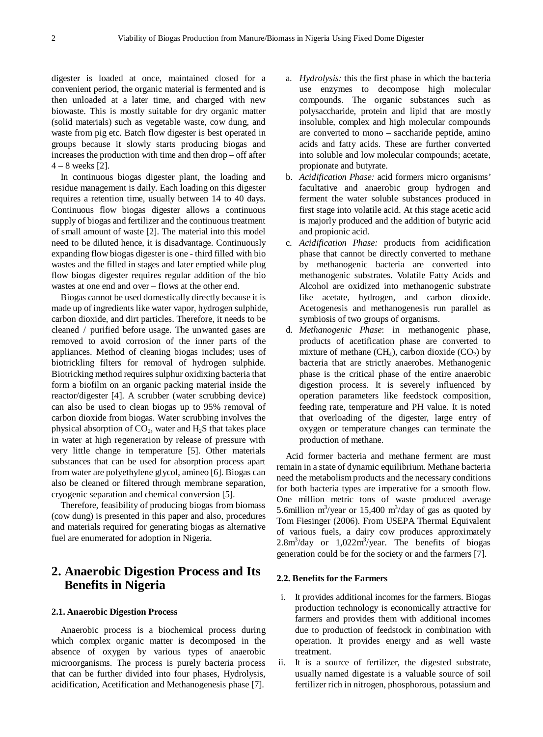digester is loaded at once, maintained closed for a convenient period, the organic material is fermented and is then unloaded at a later time, and charged with new biowaste. This is mostly suitable for dry organic matter (solid materials) such as vegetable waste, cow dung, and waste from pig etc. Batch flow digester is best operated in groups because it slowly starts producing biogas and increases the production with time and then drop – off after 4 – 8 weeks [2].

In continuous biogas digester plant, the loading and residue management is daily. Each loading on this digester requires a retention time, usually between 14 to 40 days. Continuous flow biogas digester allows a continuous supply of biogas and fertilizer and the continuous treatment of small amount of waste [2]. The material into this model need to be diluted hence, it is disadvantage. Continuously expanding flow biogas digester is one - third filled with bio wastes and the filled in stages and later emptied while plug flow biogas digester requires regular addition of the bio wastes at one end and over – flows at the other end.

Biogas cannot be used domestically directly because it is made up of ingredients like water vapor, hydrogen sulphide, carbon dioxide, and dirt particles. Therefore, it needs to be cleaned / purified before usage. The unwanted gases are removed to avoid corrosion of the inner parts of the appliances. Method of cleaning biogas includes; uses of biotrickling filters for removal of hydrogen sulphide. Biotricking method requires sulphur oxidixing bacteria that form a biofilm on an organic packing material inside the reactor/digester [4]. A scrubber (water scrubbing device) can also be used to clean biogas up to 95% removal of carbon dioxide from biogas. Water scrubbing involves the physical absorption of $CO_2$, water and $H_2S$ that takes place in water at high regeneration by release of pressure with very little change in temperature [5]. Other materials substances that can be used for absorption process apart from water are polyethylene glycol, amineo [6]. Biogas can also be cleaned or filtered through membrane separation, cryogenic separation and chemical conversion [5].

Therefore, feasibility of producing biogas from biomass (cow dung) is presented in this paper and also, procedures and materials required for generating biogas as alternative fuel are enumerated for adoption in Nigeria.

## 2. Anaerobic Digestion Process and Its Benefits in Nigeria

### 2.1. Anaerobic Digestion Process

Anaerobic process is a biochemical process during which complex organic matter is decomposed in the absence of oxygen by various types of anaerobic microorganisms. The process is purely bacteria process that can be further divided into four phases, Hydrolysis, acidification, Acetification and Methanogenesis phase [7].

a. *Hydrolysis:* this the first phase in which the bacteria use enzymes to decompose high molecular compounds. The organic substances such as polysaccharide, protein and lipid that are mostly insoluble, complex and high molecular compounds are converted to mono – saccharide peptide, amino acids and fatty acids. These are further converted into soluble and low molecular compounds; acetate, propionate and butyrate.
b. *Acidification Phase:* acid formers micro organisms' facultative and anaerobic group hydrogen and ferment the water soluble substances produced in first stage into volatile acid. At this stage acetic acid is majorly produced and the addition of butyric acid and propionic acid.
c. *Acidification Phase:* products from acidification phase that cannot be directly converted to methane by methanogenic bacteria are converted into methanogenic substrates. Volatile Fatty Acids and Alcohol are oxidized into methanogenic substrate like acetate, hydrogen, and carbon dioxide. Acetogenesis and methanogenesis run parallel as symbiosis of two groups of organisms.
d. *Methanogenic Phase*: in methanogenic phase, products of acetification phase are converted to mixture of methane ($CH_4$), carbon dioxide ($CO_2$) by bacteria that are strictly anaerobes. Methanogenic phase is the critical phase of the entire anaerobic digestion process. It is severely influenced by operation parameters like feedstock composition, feeding rate, temperature and PH value. It is noted that overloading of the digester, large entry of oxygen or temperature changes can terminate the production of methane.

Acid former bacteria and methane ferment are must remain in a state of dynamic equilibrium. Methane bacteria need the metabolism products and the necessary conditions for both bacteria types are imperative for a smooth flow. One million metric tons of waste produced average 5.6million $m^3$/year or 15,400 $m^3$/day of gas as quoted by Tom Fiesinger (2006). From USEPA Thermal Equivalent of various fuels, a dairy cow produces approximately 2.8$m^3$/day or 1,022$m^3$/year. The benefits of biogas generation could be for the society or and the farmers [7].

### 2.2. Benefits for the Farmers

i. It provides additional incomes for the farmers. Biogas production technology is economically attractive for farmers and provides them with additional incomes due to production of feedstock in combination with operation. It provides energy and as well waste treatment.
ii. It is a source of fertilizer, the digested substrate, usually named digestate is a valuable source of soil fertilizer rich in nitrogen, phosphorous, potassium and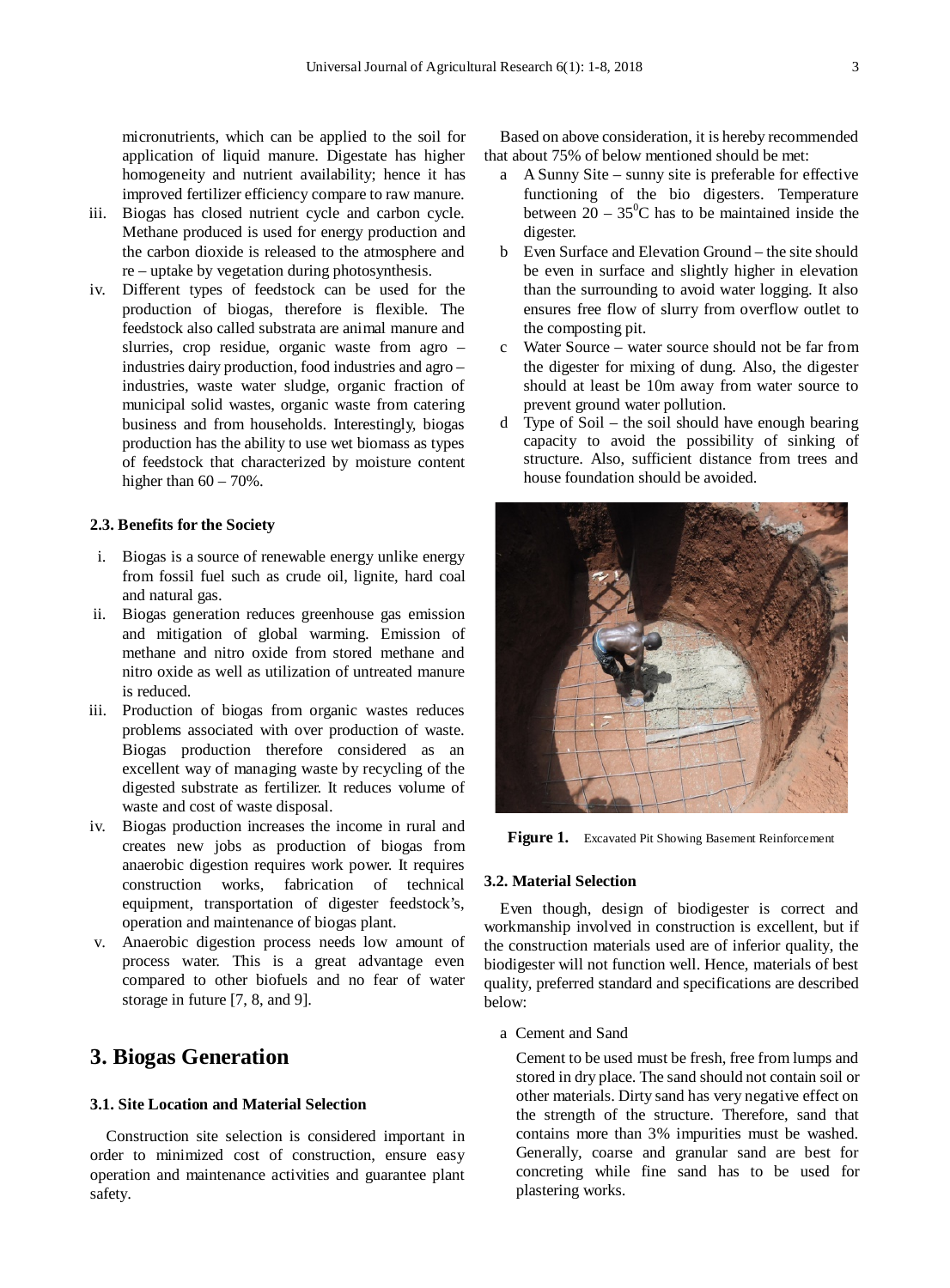micronutrients, which can be applied to the soil for application of liquid manure. Digestate has higher homogeneity and nutrient availability; hence it has improved fertilizer efficiency compare to raw manure.

iii. Biogas has closed nutrient cycle and carbon cycle. Methane produced is used for energy production and the carbon dioxide is released to the atmosphere and re – uptake by vegetation during photosynthesis.

iv. Different types of feedstock can be used for the production of biogas, therefore is flexible. The feedstock also called substrata are animal manure and slurries, crop residue, organic waste from agro – industries dairy production, food industries and agro – industries, waste water sludge, organic fraction of municipal solid wastes, organic waste from catering business and from households. Interestingly, biogas production has the ability to use wet biomass as types of feedstock that characterized by moisture content higher than 60 – 70%.

### 2.3. Benefits for the Society

i. Biogas is a source of renewable energy unlike energy from fossil fuel such as crude oil, lignite, hard coal and natural gas.

ii. Biogas generation reduces greenhouse gas emission and mitigation of global warming. Emission of methane and nitro oxide from stored methane and nitro oxide as well as utilization of untreated manure is reduced.

iii. Production of biogas from organic wastes reduces problems associated with over production of waste. Biogas production therefore considered as an excellent way of managing waste by recycling of the digested substrate as fertilizer. It reduces volume of waste and cost of waste disposal.

iv. Biogas production increases the income in rural and creates new jobs as production of biogas from anaerobic digestion requires work power. It requires construction works, fabrication of technical equipment, transportation of digester feedstock's, operation and maintenance of biogas plant.

v. Anaerobic digestion process needs low amount of process water. This is a great advantage even compared to other biofuels and no fear of water storage in future [7, 8, and 9].

## 3. Biogas Generation

### 3.1. Site Location and Material Selection

Construction site selection is considered important in order to minimized cost of construction, ensure easy operation and maintenance activities and guarantee plant safety.

Based on above consideration, it is hereby recommended that about 75% of below mentioned should be met:

a A Sunny Site – sunny site is preferable for effective functioning of the bio digesters. Temperature between 20 – 35$^{0}$C has to be maintained inside the digester.

b Even Surface and Elevation Ground – the site should be even in surface and slightly higher in elevation than the surrounding to avoid water logging. It also ensures free flow of slurry from overflow outlet to the composting pit.

c Water Source – water source should not be far from the digester for mixing of dung. Also, the digester should at least be 10m away from water source to prevent ground water pollution.

d Type of Soil – the soil should have enough bearing capacity to avoid the possibility of sinking of structure. Also, sufficient distance from trees and house foundation should be avoided.

**Figure 1.** Excavated Pit Showing Basement Reinforcement

### 3.2. Material Selection

Even though, design of biodigester is correct and workmanship involved in construction is excellent, but if the construction materials used are of inferior quality, the biodigester will not function well. Hence, materials of best quality, preferred standard and specifications are described below:

a Cement and Sand

Cement to be used must be fresh, free from lumps and stored in dry place. The sand should not contain soil or other materials. Dirty sand has very negative effect on the strength of the structure. Therefore, sand that contains more than 3% impurities must be washed. Generally, coarse and granular sand are best for concreting while fine sand has to be used for plastering works.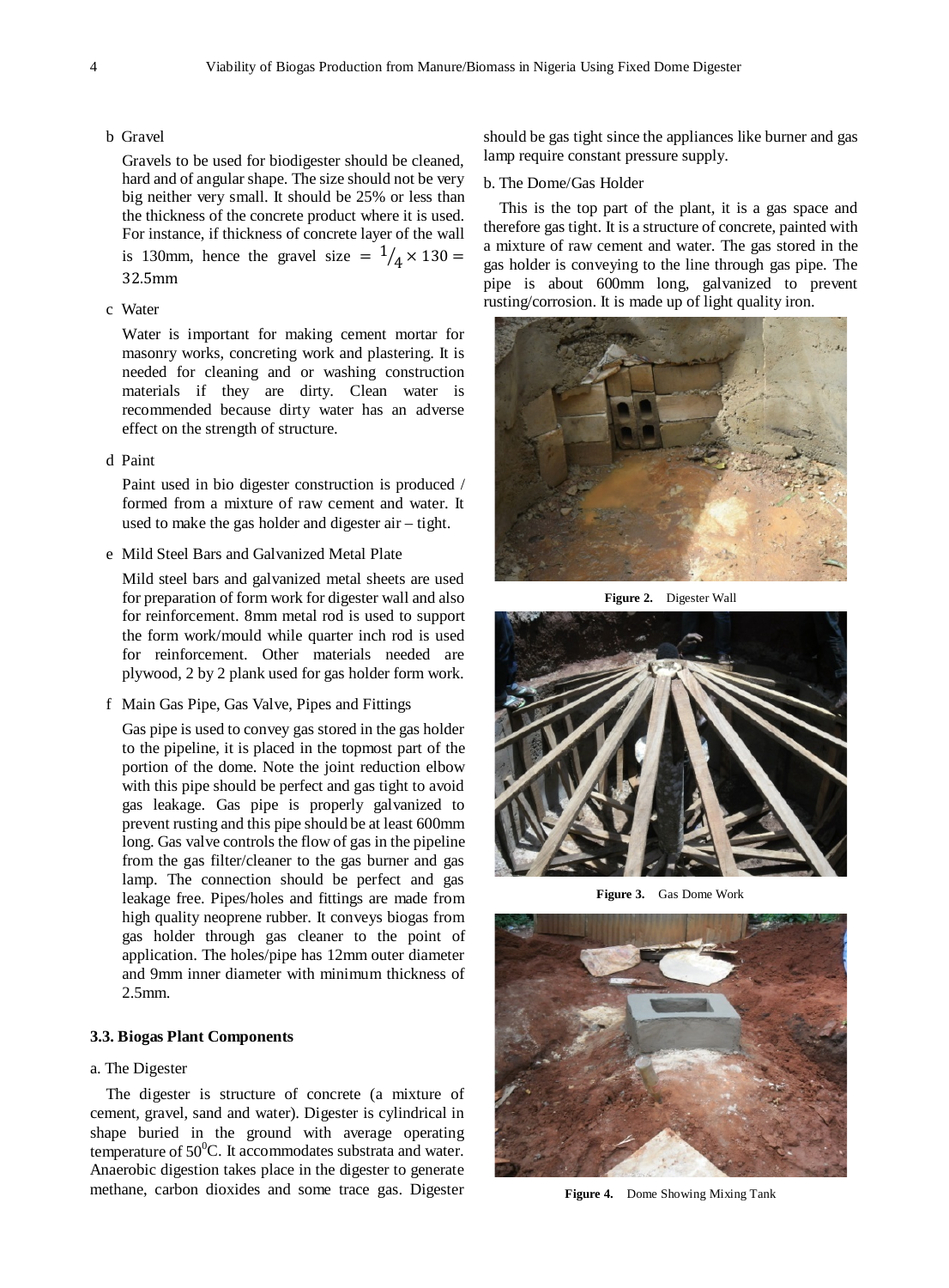b Gravel

Gravels to be used for biodigester should be cleaned, hard and of angular shape. The size should not be very big neither very small. It should be 25% or less than the thickness of the concrete product where it is used. For instance, if thickness of concrete layer of the wall is 130mm, hence the gravel size $= \frac{1}{4} \times 130 = 32.5\text{mm}$

c Water

Water is important for making cement mortar for masonry works, concreting work and plastering. It is needed for cleaning and or washing construction materials if they are dirty. Clean water is recommended because dirty water has an adverse effect on the strength of structure.

d Paint

Paint used in bio digester construction is produced / formed from a mixture of raw cement and water. It used to make the gas holder and digester air – tight.

e Mild Steel Bars and Galvanized Metal Plate

Mild steel bars and galvanized metal sheets are used for preparation of form work for digester wall and also for reinforcement. 8mm metal rod is used to support the form work/mould while quarter inch rod is used for reinforcement. Other materials needed are plywood, 2 by 2 plank used for gas holder form work.

f Main Gas Pipe, Gas Valve, Pipes and Fittings

Gas pipe is used to convey gas stored in the gas holder to the pipeline, it is placed in the topmost part of the portion of the dome. Note the joint reduction elbow with this pipe should be perfect and gas tight to avoid gas leakage. Gas pipe is properly galvanized to prevent rusting and this pipe should be at least 600mm long. Gas valve controls the flow of gas in the pipeline from the gas filter/cleaner to the gas burner and gas lamp. The connection should be perfect and gas leakage free. Pipes/holes and fittings are made from high quality neoprene rubber. It conveys biogas from gas holder through gas cleaner to the point of application. The holes/pipe has 12mm outer diameter and 9mm inner diameter with minimum thickness of 2.5mm.

### 3.3. Biogas Plant Components

a. The Digester

The digester is structure of concrete (a mixture of cement, gravel, sand and water). Digester is cylindrical in shape buried in the ground with average operating temperature of $50^0$C. It accommodates substrata and water. Anaerobic digestion takes place in the digester to generate methane, carbon dioxides and some trace gas. Digester should be gas tight since the appliances like burner and gas lamp require constant pressure supply.

b. The Dome/Gas Holder

This is the top part of the plant, it is a gas space and therefore gas tight. It is a structure of concrete, painted with a mixture of raw cement and water. The gas stored in the gas holder is conveying to the line through gas pipe. The pipe is about 600mm long, galvanized to prevent rusting/corrosion. It is made up of light quality iron.

**Figure 2.** Digester Wall

**Figure 3.** Gas Dome Work

**Figure 4.** Dome Showing Mixing Tank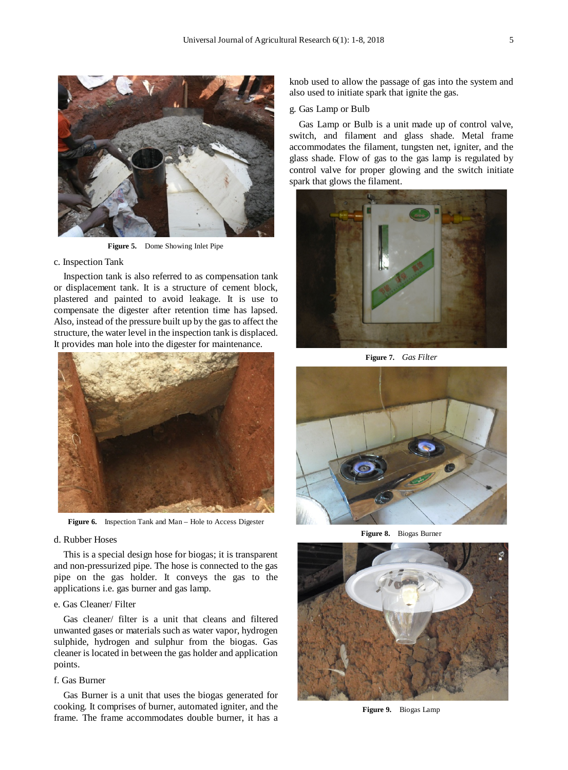Figure 5. Dome Showing Inlet Pipe

c. Inspection Tank

Inspection tank is also referred to as compensation tank or displacement tank. It is a structure of cement block, plastered and painted to avoid leakage. It is use to compensate the digester after retention time has lapsed. Also, instead of the pressure built up by the gas to affect the structure, the water level in the inspection tank is displaced. It provides man hole into the digester for maintenance.

Figure 6. Inspection Tank and Man – Hole to Access Digester

d. Rubber Hoses

This is a special design hose for biogas; it is transparent and non-pressurized pipe. The hose is connected to the gas pipe on the gas holder. It conveys the gas to the applications i.e. gas burner and gas lamp.

e. Gas Cleaner/ Filter

Gas cleaner/ filter is a unit that cleans and filtered unwanted gases or materials such as water vapor, hydrogen sulphide, hydrogen and sulphur from the biogas. Gas cleaner is located in between the gas holder and application points.

f. Gas Burner

Gas Burner is a unit that uses the biogas generated for cooking. It comprises of burner, automated igniter, and the frame. The frame accommodates double burner, it has a knob used to allow the passage of gas into the system and also used to initiate spark that ignite the gas.

g. Gas Lamp or Bulb

Gas Lamp or Bulb is a unit made up of control valve, switch, and filament and glass shade. Metal frame accommodates the filament, tungsten net, igniter, and the glass shade. Flow of gas to the gas lamp is regulated by control valve for proper glowing and the switch initiate spark that glows the filament.

Figure 7. *Gas Filter*

Figure 8. Biogas Burner

Figure 9. Biogas Lamp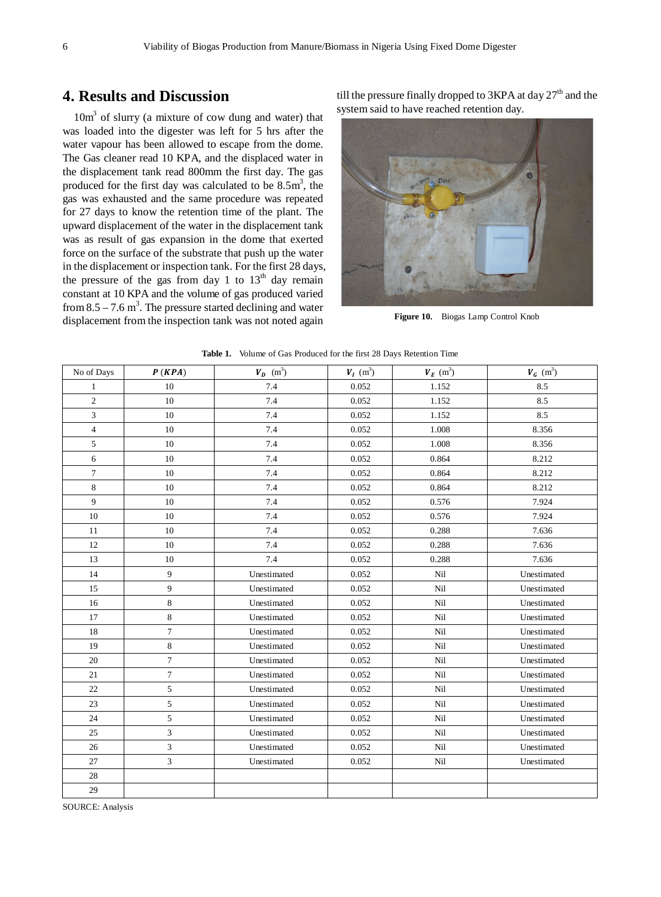## 4. Results and Discussion

$10m^3$ of slurry (a mixture of cow dung and water) that was loaded into the digester was left for 5 hrs after the water vapour has been allowed to escape from the dome. The Gas cleaner read 10 KPA, and the displaced water in the displacement tank read 800mm the first day. The gas produced for the first day was calculated to be $8.5m^3$, the gas was exhausted and the same procedure was repeated for 27 days to know the retention time of the plant. The upward displacement of the water in the displacement tank was as result of gas expansion in the dome that exerted force on the surface of the substrate that push up the water in the displacement or inspection tank. For the first 28 days, the pressure of the gas from day 1 to 13th day remain constant at 10 KPA and the volume of gas produced varied from $8.5 – 7.6\ m^3$. The pressure started declining and water displacement from the inspection tank was not noted again till the pressure finally dropped to 3KPA at day 27th and the system said to have reached retention day.

**Figure 10.** Biogas Lamp Control Knob

**Table 1.** Volume of Gas Produced for the first 28 Days Retention Time

| No of Days | $P\ (KPA)$ | $V_D\ (m^3)$ | $V_I\ (m^3)$ | $V_E\ (m^3)$ | $V_G\ (m^3)$ |
|---|---|---|---|---|---|
| 1 | 10 | 7.4 | 0.052 | 1.152 | 8.5 |
| 2 | 10 | 7.4 | 0.052 | 1.152 | 8.5 |
| 3 | 10 | 7.4 | 0.052 | 1.152 | 8.5 |
| 4 | 10 | 7.4 | 0.052 | 1.008 | 8.356 |
| 5 | 10 | 7.4 | 0.052 | 1.008 | 8.356 |
| 6 | 10 | 7.4 | 0.052 | 0.864 | 8.212 |
| 7 | 10 | 7.4 | 0.052 | 0.864 | 8.212 |
| 8 | 10 | 7.4 | 0.052 | 0.864 | 8.212 |
| 9 | 10 | 7.4 | 0.052 | 0.576 | 7.924 |
| 10 | 10 | 7.4 | 0.052 | 0.576 | 7.924 |
| 11 | 10 | 7.4 | 0.052 | 0.288 | 7.636 |
| 12 | 10 | 7.4 | 0.052 | 0.288 | 7.636 |
| 13 | 10 | 7.4 | 0.052 | 0.288 | 7.636 |
| 14 | 9 | Unestimated | 0.052 | Nil | Unestimated |
| 15 | 9 | Unestimated | 0.052 | Nil | Unestimated |
| 16 | 8 | Unestimated | 0.052 | Nil | Unestimated |
| 17 | 8 | Unestimated | 0.052 | Nil | Unestimated |
| 18 | 7 | Unestimated | 0.052 | Nil | Unestimated |
| 19 | 8 | Unestimated | 0.052 | Nil | Unestimated |
| 20 | 7 | Unestimated | 0.052 | Nil | Unestimated |
| 21 | 7 | Unestimated | 0.052 | Nil | Unestimated |
| 22 | 5 | Unestimated | 0.052 | Nil | Unestimated |
| 23 | 5 | Unestimated | 0.052 | Nil | Unestimated |
| 24 | 5 | Unestimated | 0.052 | Nil | Unestimated |
| 25 | 3 | Unestimated | 0.052 | Nil | Unestimated |
| 26 | 3 | Unestimated | 0.052 | Nil | Unestimated |
| 27 | 3 | Unestimated | 0.052 | Nil | Unestimated |
| 28 | | | | | |
| 29 | | | | | |

SOURCE: Analysis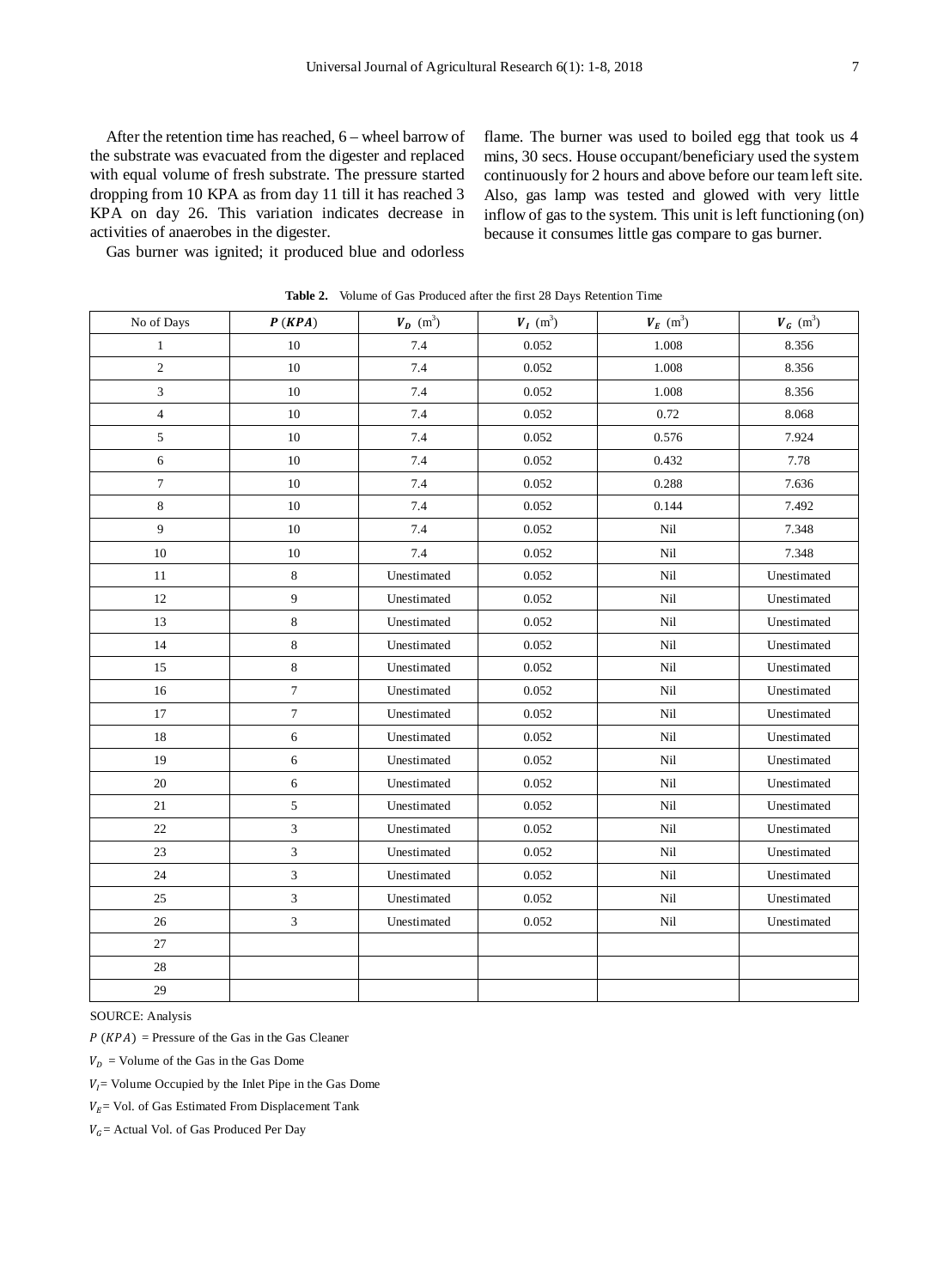After the retention time has reached, 6 – wheel barrow of the substrate was evacuated from the digester and replaced with equal volume of fresh substrate. The pressure started dropping from 10 KPA as from day 11 till it has reached 3 KPA on day 26. This variation indicates decrease in activities of anaerobes in the digester.

Gas burner was ignited; it produced blue and odorless flame. The burner was used to boiled egg that took us 4 mins, 30 secs. House occupant/beneficiary used the system continuously for 2 hours and above before our team left site. Also, gas lamp was tested and glowed with very little inflow of gas to the system. This unit is left functioning (on) because it consumes little gas compare to gas burner.

**Table 2.** Volume of Gas Produced after the first 28 Days Retention Time

| No of Days | $P\ (KPA)$ | $V_D$ (m$^3$) | $V_I$ (m$^3$) | $V_E$ (m$^3$) | $V_G$ (m$^3$) |
|---|---|---|---|---|---|
| 1 | 10 | 7.4 | 0.052 | 1.008 | 8.356 |
| 2 | 10 | 7.4 | 0.052 | 1.008 | 8.356 |
| 3 | 10 | 7.4 | 0.052 | 1.008 | 8.356 |
| 4 | 10 | 7.4 | 0.052 | 0.72 | 8.068 |
| 5 | 10 | 7.4 | 0.052 | 0.576 | 7.924 |
| 6 | 10 | 7.4 | 0.052 | 0.432 | 7.78 |
| 7 | 10 | 7.4 | 0.052 | 0.288 | 7.636 |
| 8 | 10 | 7.4 | 0.052 | 0.144 | 7.492 |
| 9 | 10 | 7.4 | 0.052 | Nil | 7.348 |
| 10 | 10 | 7.4 | 0.052 | Nil | 7.348 |
| 11 | 8 | Unestimated | 0.052 | Nil | Unestimated |
| 12 | 9 | Unestimated | 0.052 | Nil | Unestimated |
| 13 | 8 | Unestimated | 0.052 | Nil | Unestimated |
| 14 | 8 | Unestimated | 0.052 | Nil | Unestimated |
| 15 | 8 | Unestimated | 0.052 | Nil | Unestimated |
| 16 | 7 | Unestimated | 0.052 | Nil | Unestimated |
| 17 | 7 | Unestimated | 0.052 | Nil | Unestimated |
| 18 | 6 | Unestimated | 0.052 | Nil | Unestimated |
| 19 | 6 | Unestimated | 0.052 | Nil | Unestimated |
| 20 | 6 | Unestimated | 0.052 | Nil | Unestimated |
| 21 | 5 | Unestimated | 0.052 | Nil | Unestimated |
| 22 | 3 | Unestimated | 0.052 | Nil | Unestimated |
| 23 | 3 | Unestimated | 0.052 | Nil | Unestimated |
| 24 | 3 | Unestimated | 0.052 | Nil | Unestimated |
| 25 | 3 | Unestimated | 0.052 | Nil | Unestimated |
| 26 | 3 | Unestimated | 0.052 | Nil | Unestimated |
| 27 | | | | | |
| 28 | | | | | |
| 29 | | | | | |

SOURCE: Analysis

$P\ (KPA)$ = Pressure of the Gas in the Gas Cleaner

$V_D$ = Volume of the Gas in the Gas Dome

$V_I$ = Volume Occupied by the Inlet Pipe in the Gas Dome

$V_E$ = Vol. of Gas Estimated From Displacement Tank

$V_G$ = Actual Vol. of Gas Produced Per Day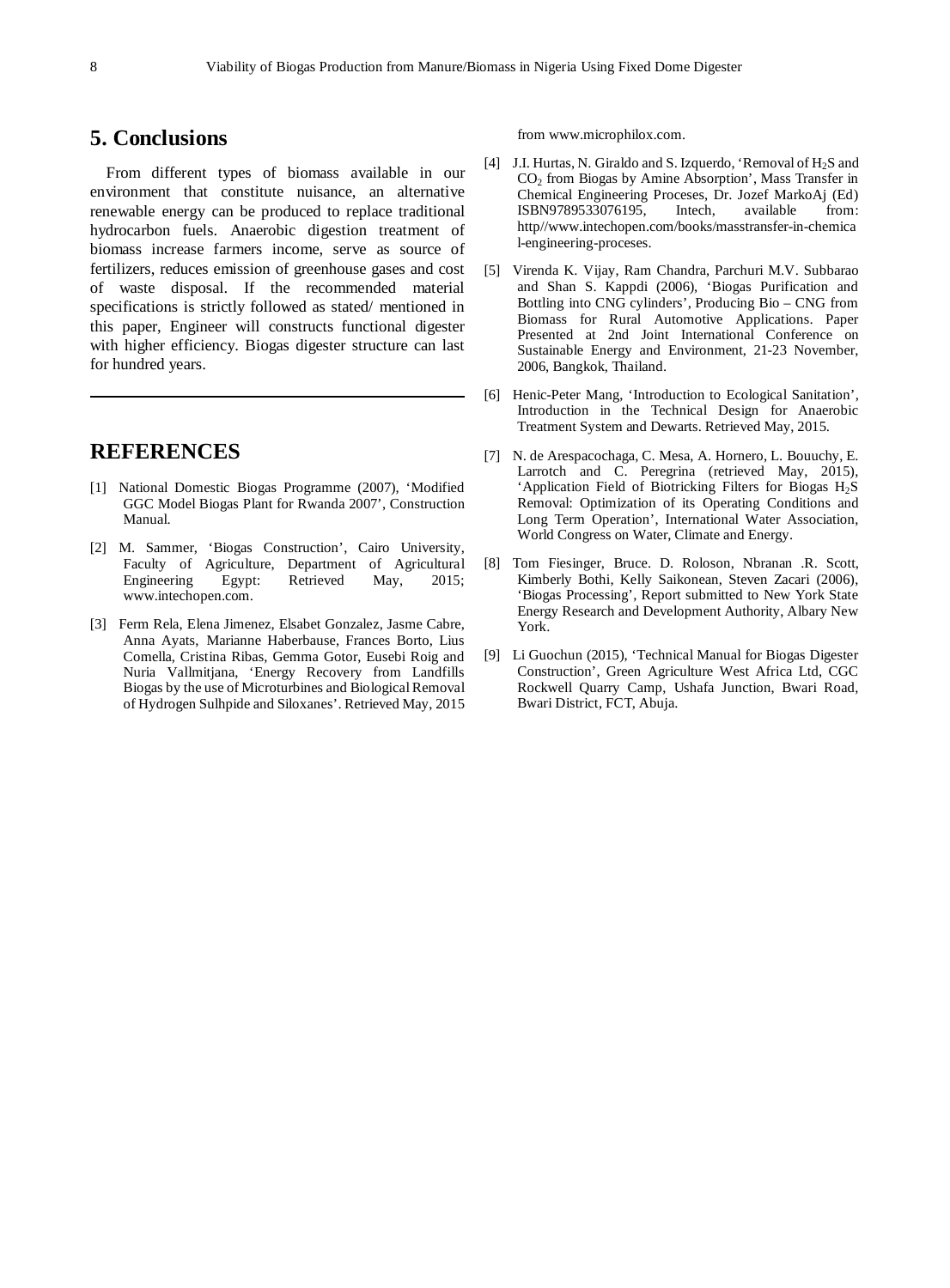## 5. Conclusions

From different types of biomass available in our environment that constitute nuisance, an alternative renewable energy can be produced to replace traditional hydrocarbon fuels. Anaerobic digestion treatment of biomass increase farmers income, serve as source of fertilizers, reduces emission of greenhouse gases and cost of waste disposal. If the recommended material specifications is strictly followed as stated/ mentioned in this paper, Engineer will constructs functional digester with higher efficiency. Biogas digester structure can last for hundred years.

## REFERENCES

[1] National Domestic Biogas Programme (2007), 'Modified GGC Model Biogas Plant for Rwanda 2007', Construction Manual.

[2] M. Sammer, 'Biogas Construction', Cairo University, Faculty of Agriculture, Department of Agricultural Engineering Egypt: Retrieved May, 2015; www.intechopen.com.

[3] Ferm Rela, Elena Jimenez, Elsabet Gonzalez, Jasme Cabre, Anna Ayats, Marianne Haberbause, Frances Borto, Lius Comella, Cristina Ribas, Gemma Gotor, Eusebi Roig and Nuria Vallmitjana, 'Energy Recovery from Landfills Biogas by the use of Microturbines and Biological Removal of Hydrogen Sulhpide and Siloxanes'. Retrieved May, 2015 from www.microphilox.com.

[4] J.I. Hurtas, N. Giraldo and S. Izquerdo, 'Removal of $H_2S$ and $CO_2$ from Biogas by Amine Absorption', Mass Transfer in Chemical Engineering Proceses, Dr. Jozef MarkoAj (Ed) ISBN9789533076195, Intech, available from: http//www.intechopen.com/books/masstransfer-in-chemical-engineering-proceses.

[5] Virenda K. Vijay, Ram Chandra, Parchuri M.V. Subbarao and Shan S. Kappdi (2006), 'Biogas Purification and Bottling into CNG cylinders', Producing Bio – CNG from Biomass for Rural Automotive Applications. Paper Presented at 2nd Joint International Conference on Sustainable Energy and Environment, 21-23 November, 2006, Bangkok, Thailand.

[6] Henic-Peter Mang, 'Introduction to Ecological Sanitation', Introduction in the Technical Design for Anaerobic Treatment System and Dewarts. Retrieved May, 2015.

[7] N. de Arespacochaga, C. Mesa, A. Hornero, L. Bouuchy, E. Larrotch and C. Peregrina (retrieved May, 2015), 'Application Field of Biotricking Filters for Biogas $H_2S$ Removal: Optimization of its Operating Conditions and Long Term Operation', International Water Association, World Congress on Water, Climate and Energy.

[8] Tom Fiesinger, Bruce. D. Roloson, Nbranan .R. Scott, Kimberly Bothi, Kelly Saikonean, Steven Zacari (2006), 'Biogas Processing', Report submitted to New York State Energy Research and Development Authority, Albary New York.

[9] Li Guochun (2015), 'Technical Manual for Biogas Digester Construction', Green Agriculture West Africa Ltd, CGC Rockwell Quarry Camp, Ushafa Junction, Bwari Road, Bwari District, FCT, Abuja.